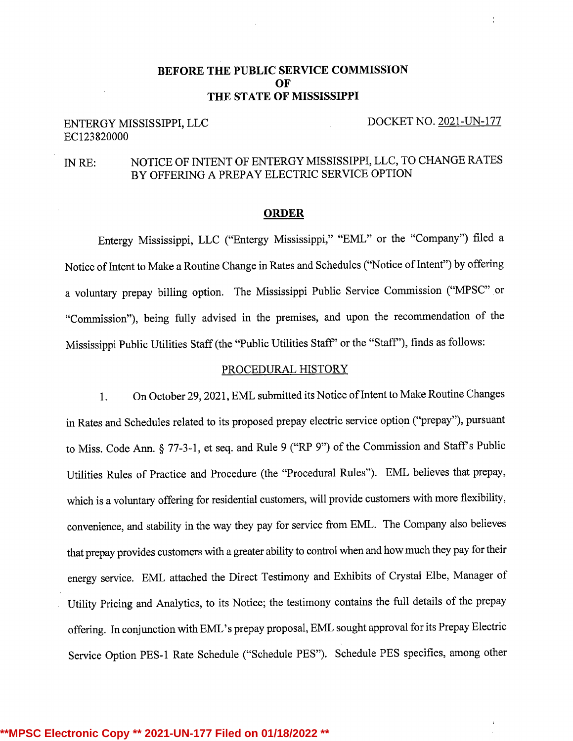**BEFORE THE PUBLIC SERVICE COMMISSION**
**OF**
**THE STATE OF MISSISSIPPI**

ENTERGY MISSISSIPPI, LLC
EC123820000

DOCKET NO. 2021-UN-177

IN RE: NOTICE OF INTENT OF ENTERGY MISSISSIPPI, LLC, TO CHANGE RATES BY OFFERING A PREPAY ELECTRIC SERVICE OPTION

**ORDER**

Entergy Mississippi, LLC ("Entergy Mississippi," "EML" or the "Company") filed a Notice of Intent to Make a Routine Change in Rates and Schedules ("Notice of Intent") by offering a voluntary prepay billing option. The Mississippi Public Service Commission ("MPSC" or "Commission"), being fully advised in the premises, and upon the recommendation of the Mississippi Public Utilities Staff (the "Public Utilities Staff" or the "Staff"), finds as follows:

PROCEDURAL HISTORY

1. On October 29, 2021, EML submitted its Notice of Intent to Make Routine Changes in Rates and Schedules related to its proposed prepay electric service option ("prepay"), pursuant to Miss. Code Ann. § 77-3-1, et seq. and Rule 9 ("RP 9") of the Commission and Staff's Public Utilities Rules of Practice and Procedure (the "Procedural Rules"). EML believes that prepay, which is a voluntary offering for residential customers, will provide customers with more flexibility, convenience, and stability in the way they pay for service from EML. The Company also believes that prepay provides customers with a greater ability to control when and how much they pay for their energy service. EML attached the Direct Testimony and Exhibits of Crystal Elbe, Manager of Utility Pricing and Analytics, to its Notice; the testimony contains the full details of the prepay offering. In conjunction with EML's prepay proposal, EML sought approval for its Prepay Electric Service Option PES-1 Rate Schedule ("Schedule PES"). Schedule PES specifies, among other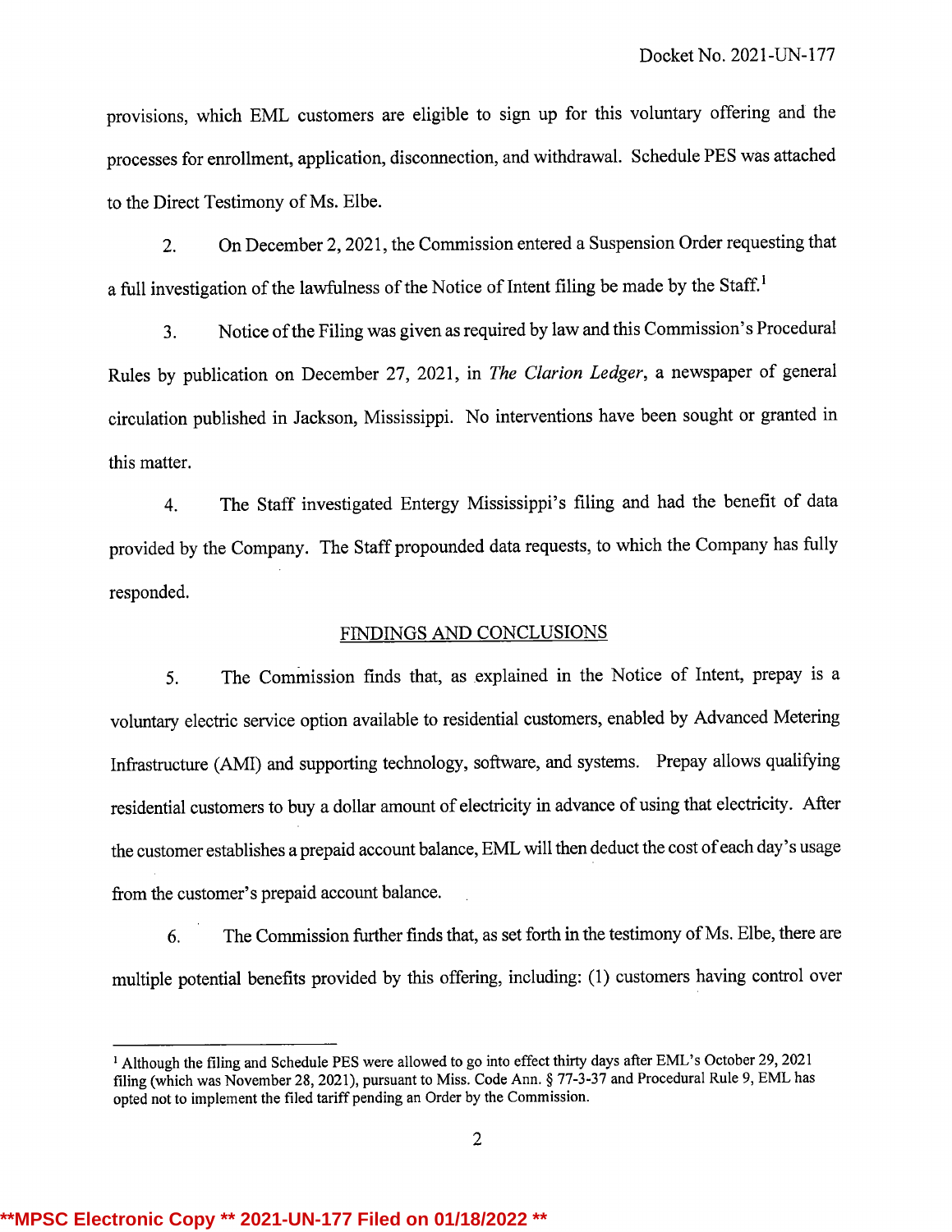provisions, which EML customers are eligible to sign up for this voluntary offering and the processes for enrollment, application, disconnection, and withdrawal. Schedule PES was attached to the Direct Testimony of Ms. Elbe.

2. On December 2, 2021, the Commission entered a Suspension Order requesting that a full investigation of the lawfulness of the Notice of Intent filing be made by the Staff.[1]

3. Notice of the Filing was given as required by law and this Commission's Procedural Rules by publication on December 27, 2021, in *The Clarion Ledger*, a newspaper of general circulation published in Jackson, Mississippi. No interventions have been sought or granted in this matter.

4. The Staff investigated Entergy Mississippi's filing and had the benefit of data provided by the Company. The Staff propounded data requests, to which the Company has fully responded.

## FINDINGS AND CONCLUSIONS

5. The Commission finds that, as explained in the Notice of Intent, prepay is a voluntary electric service option available to residential customers, enabled by Advanced Metering Infrastructure (AMI) and supporting technology, software, and systems. Prepay allows qualifying residential customers to buy a dollar amount of electricity in advance of using that electricity. After the customer establishes a prepaid account balance, EML will then deduct the cost of each day's usage from the customer's prepaid account balance.

6. The Commission further finds that, as set forth in the testimony of Ms. Elbe, there are multiple potential benefits provided by this offering, including: (1) customers having control over

---

[1] Although the filing and Schedule PES were allowed to go into effect thirty days after EML's October 29, 2021 filing (which was November 28, 2021), pursuant to Miss. Code Ann. § 77-3-37 and Procedural Rule 9, EML has opted not to implement the filed tariff pending an Order by the Commission.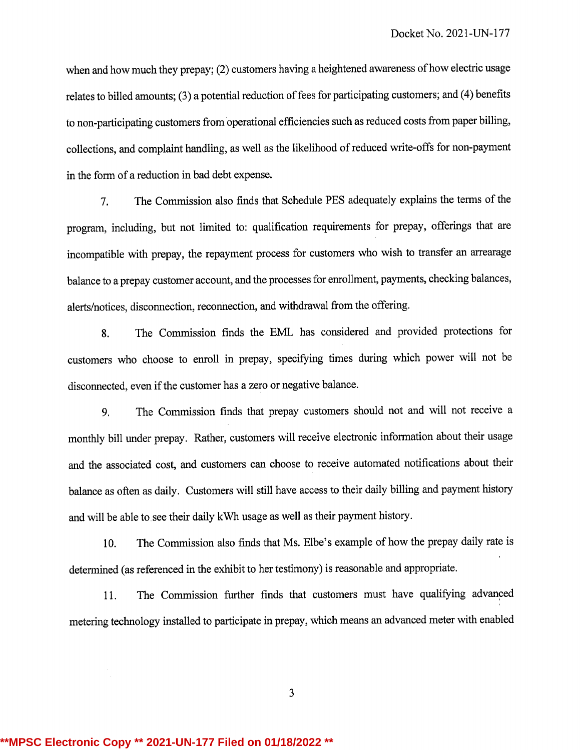when and how much they prepay; (2) customers having a heightened awareness of how electric usage relates to billed amounts; (3) a potential reduction of fees for participating customers; and (4) benefits to non-participating customers from operational efficiencies such as reduced costs from paper billing, collections, and complaint handling, as well as the likelihood of reduced write-offs for non-payment in the form of a reduction in bad debt expense.

7. The Commission also finds that Schedule PES adequately explains the terms of the program, including, but not limited to: qualification requirements for prepay, offerings that are incompatible with prepay, the repayment process for customers who wish to transfer an arrearage balance to a prepay customer account, and the processes for enrollment, payments, checking balances, alerts/notices, disconnection, reconnection, and withdrawal from the offering.

8. The Commission finds the EML has considered and provided protections for customers who choose to enroll in prepay, specifying times during which power will not be disconnected, even if the customer has a zero or negative balance.

9. The Commission finds that prepay customers should not and will not receive a monthly bill under prepay. Rather, customers will receive electronic information about their usage and the associated cost, and customers can choose to receive automated notifications about their balance as often as daily. Customers will still have access to their daily billing and payment history and will be able to see their daily kWh usage as well as their payment history.

10. The Commission also finds that Ms. Elbe's example of how the prepay daily rate is determined (as referenced in the exhibit to her testimony) is reasonable and appropriate.

11. The Commission further finds that customers must have qualifying advanced metering technology installed to participate in prepay, which means an advanced meter with enabled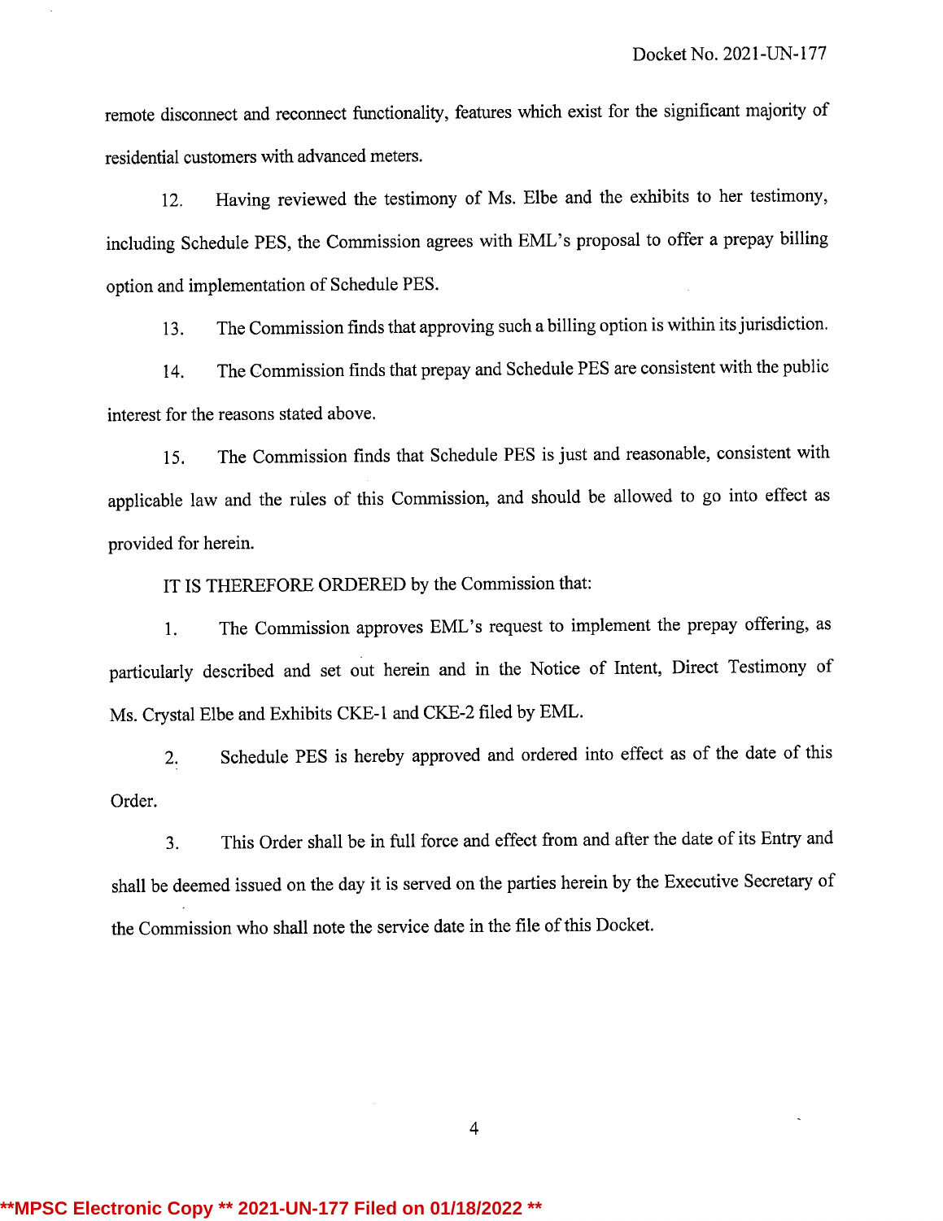remote disconnect and reconnect functionality, features which exist for the significant majority of residential customers with advanced meters.

12. Having reviewed the testimony of Ms. Elbe and the exhibits to her testimony, including Schedule PES, the Commission agrees with EML's proposal to offer a prepay billing option and implementation of Schedule PES.

13. The Commission finds that approving such a billing option is within its jurisdiction.

14. The Commission finds that prepay and Schedule PES are consistent with the public interest for the reasons stated above.

15. The Commission finds that Schedule PES is just and reasonable, consistent with applicable law and the rules of this Commission, and should be allowed to go into effect as provided for herein.

IT IS THEREFORE ORDERED by the Commission that:

1. The Commission approves EML's request to implement the prepay offering, as particularly described and set out herein and in the Notice of Intent, Direct Testimony of Ms. Crystal Elbe and Exhibits CKE-1 and CKE-2 filed by EML.

2. Schedule PES is hereby approved and ordered into effect as of the date of this Order.

3. This Order shall be in full force and effect from and after the date of its Entry and shall be deemed issued on the day it is served on the parties herein by the Executive Secretary of the Commission who shall note the service date in the file of this Docket.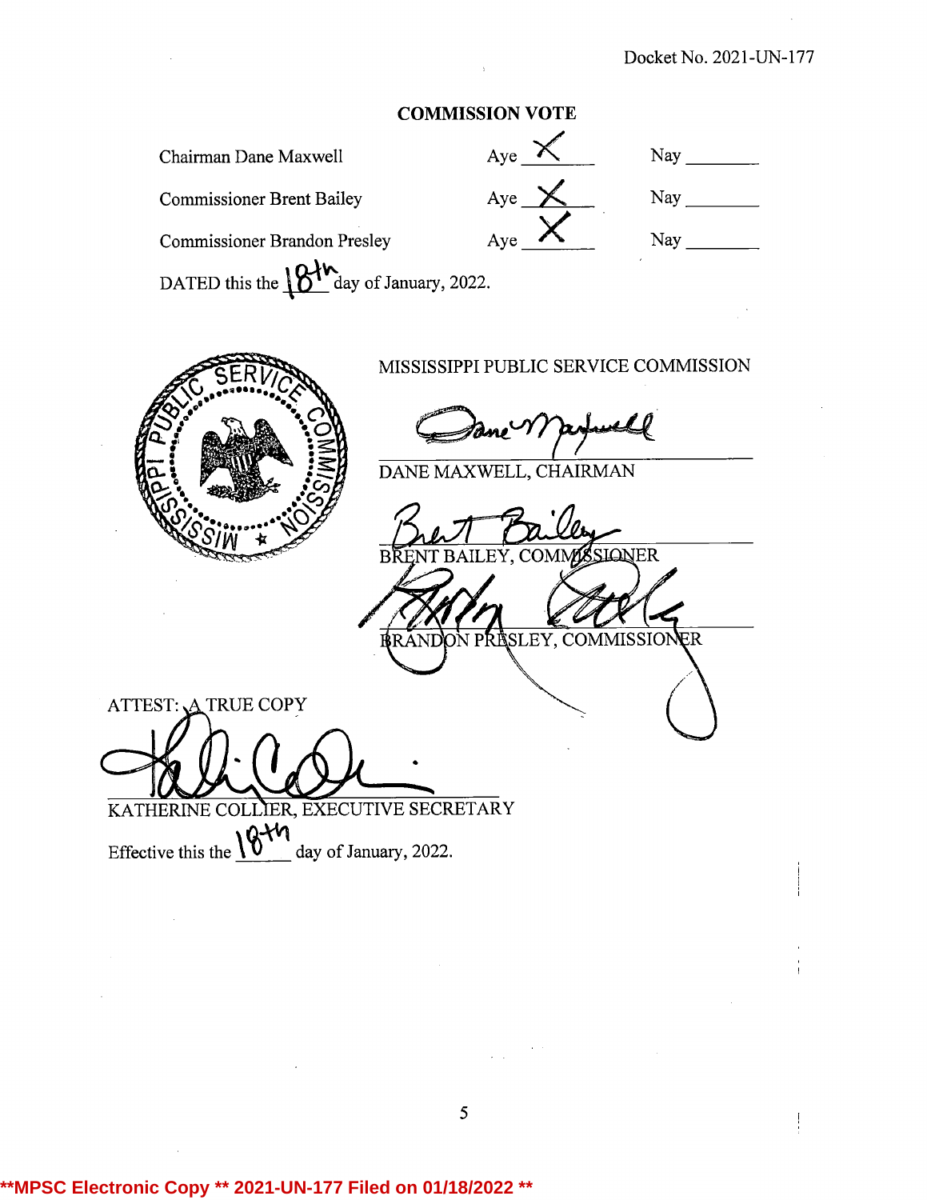Docket No. 2021-UN-177

**COMMISSION VOTE**

| | | |
|---|---|---|
| Chairman Dane Maxwell | Aye X | Nay ______ |
| Commissioner Brent Bailey | Aye X | Nay ______ |
| Commissioner Brandon Presley | Aye X | Nay ______ |

DATED this the 18th day of January, 2022.

MISSISSIPPI PUBLIC SERVICE COMMISSION

DANE MAXWELL, CHAIRMAN

BRENT BAILEY, COMMISSIONER

BRANDON PRESLEY, COMMISSIONER

ATTEST: A TRUE COPY

KATHERINE COLLIER, EXECUTIVE SECRETARY

Effective this the 18th day of January, 2022.

**MPSC Electronic Copy ** 2021-UN-177 Filed on 01/18/2022 **